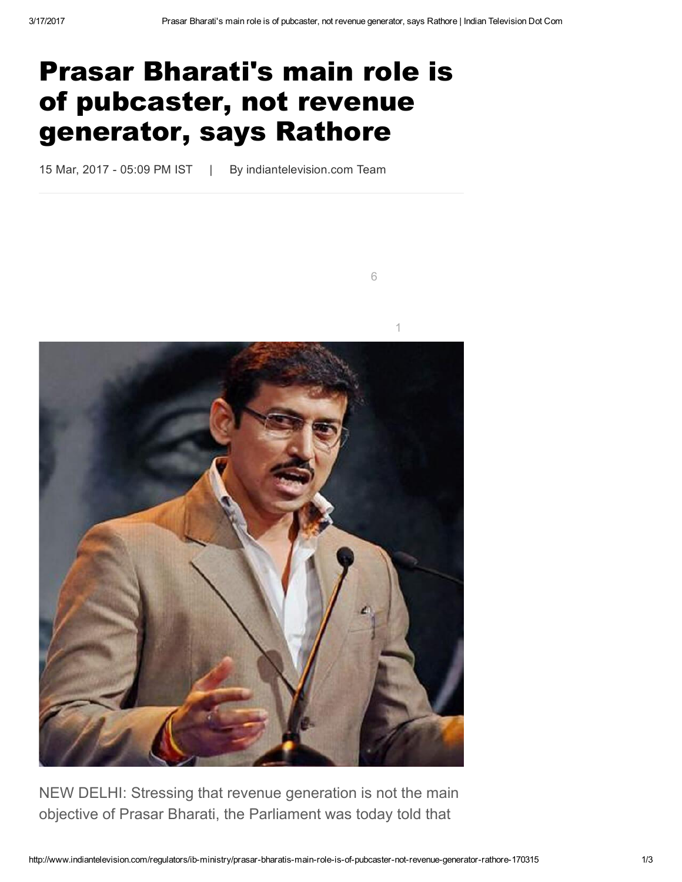# Prasar Bharati's main role is of pubcaster, not revenue generator, says Rathore

15 Mar, 2017 - 05:09 PM IST | By indiantelevision.com Team

NEW DELHI: Stressing that revenue generation is not the main objective of Prasar Bharati, the Parliament was today told that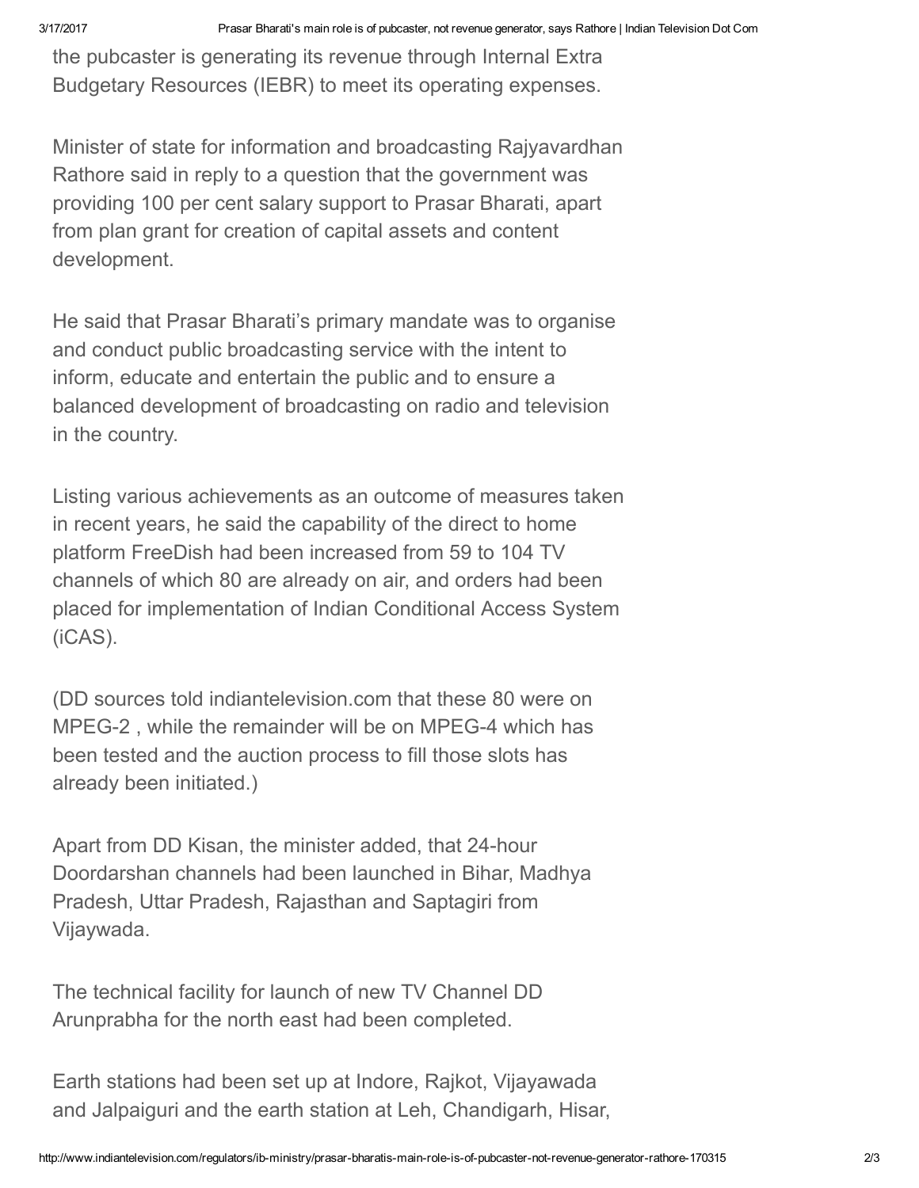the pubcaster is generating its revenue through Internal Extra Budgetary Resources (IEBR) to meet its operating expenses.

Minister of state for information and broadcasting Rajyavardhan Rathore said in reply to a question that the government was providing 100 per cent salary support to Prasar Bharati, apart from plan grant for creation of capital assets and content development.

He said that Prasar Bharati's primary mandate was to organise and conduct public broadcasting service with the intent to inform, educate and entertain the public and to ensure a balanced development of broadcasting on radio and television in the country.

Listing various achievements as an outcome of measures taken in recent years, he said the capability of the direct to home platform FreeDish had been increased from 59 to 104 TV channels of which 80 are already on air, and orders had been placed for implementation of Indian Conditional Access System (iCAS).

(DD sources told indiantelevision.com that these 80 were on MPEG-2 , while the remainder will be on MPEG-4 which has been tested and the auction process to fill those slots has already been initiated.)

Apart from DD Kisan, the minister added, that 24-hour Doordarshan channels had been launched in Bihar, Madhya Pradesh, Uttar Pradesh, Rajasthan and Saptagiri from Vijaywada.

The technical facility for launch of new TV Channel DD Arunprabha for the north east had been completed.

Earth stations had been set up at Indore, Rajkot, Vijayawada and Jalpaiguri and the earth station at Leh, Chandigarh, Hisar,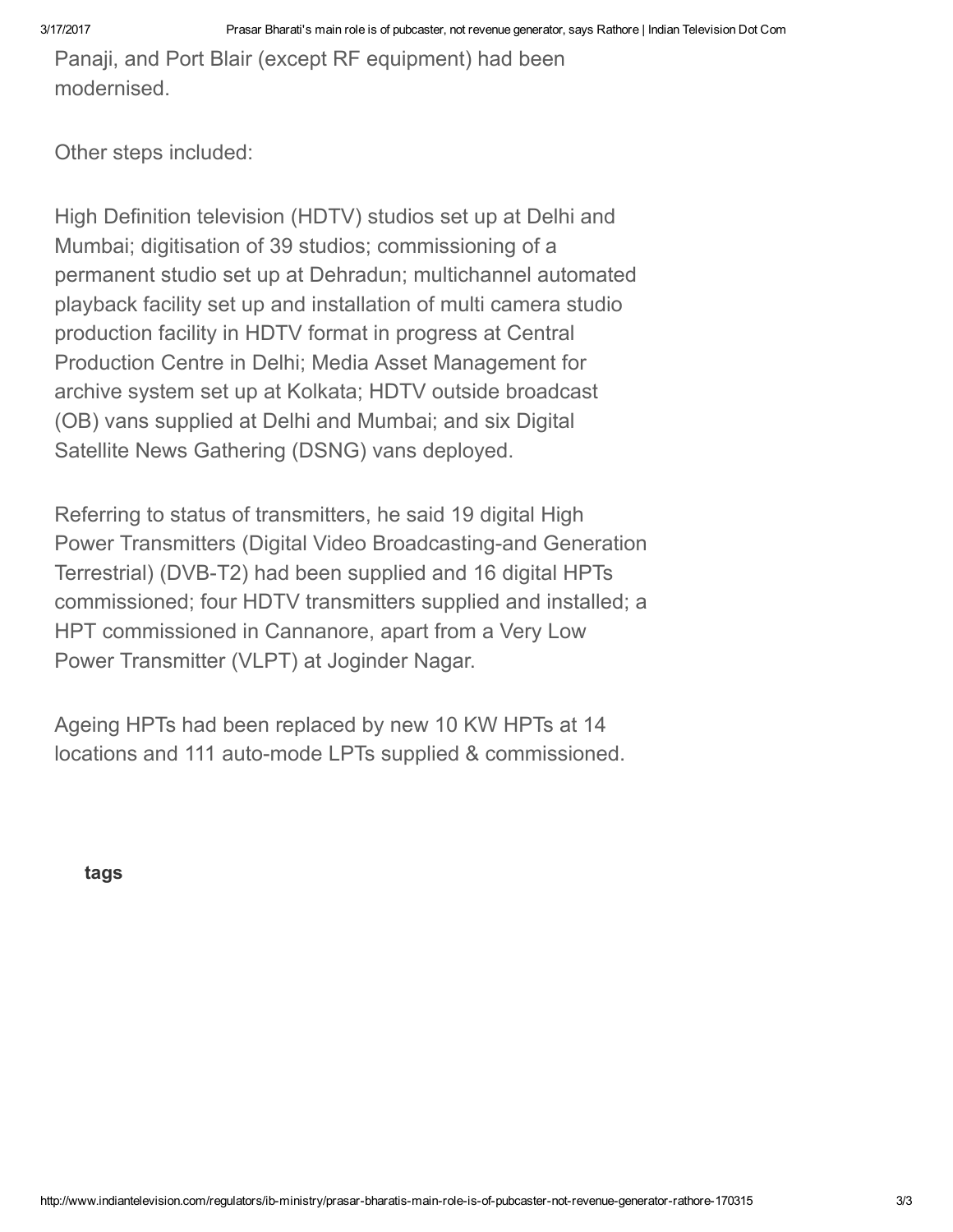Panaji, and Port Blair (except RF equipment) had been modernised.

Other steps included:

High Definition television (HDTV) studios set up at Delhi and Mumbai; digitisation of 39 studios; commissioning of a permanent studio set up at Dehradun; multichannel automated playback facility set up and installation of multi camera studio production facility in HDTV format in progress at Central Production Centre in Delhi; Media Asset Management for archive system set up at Kolkata; HDTV outside broadcast (OB) vans supplied at Delhi and Mumbai; and six Digital Satellite News Gathering (DSNG) vans deployed.

Referring to status of transmitters, he said 19 digital High Power Transmitters (Digital Video Broadcasting-and Generation Terrestrial) (DVB-T2) had been supplied and 16 digital HPTs commissioned; four HDTV transmitters supplied and installed; a HPT commissioned in Cannanore, apart from a Very Low Power Transmitter (VLPT) at Joginder Nagar.

Ageing HPTs had been replaced by new 10 KW HPTs at 14 locations and 111 auto-mode LPTs supplied & commissioned.

**tags**